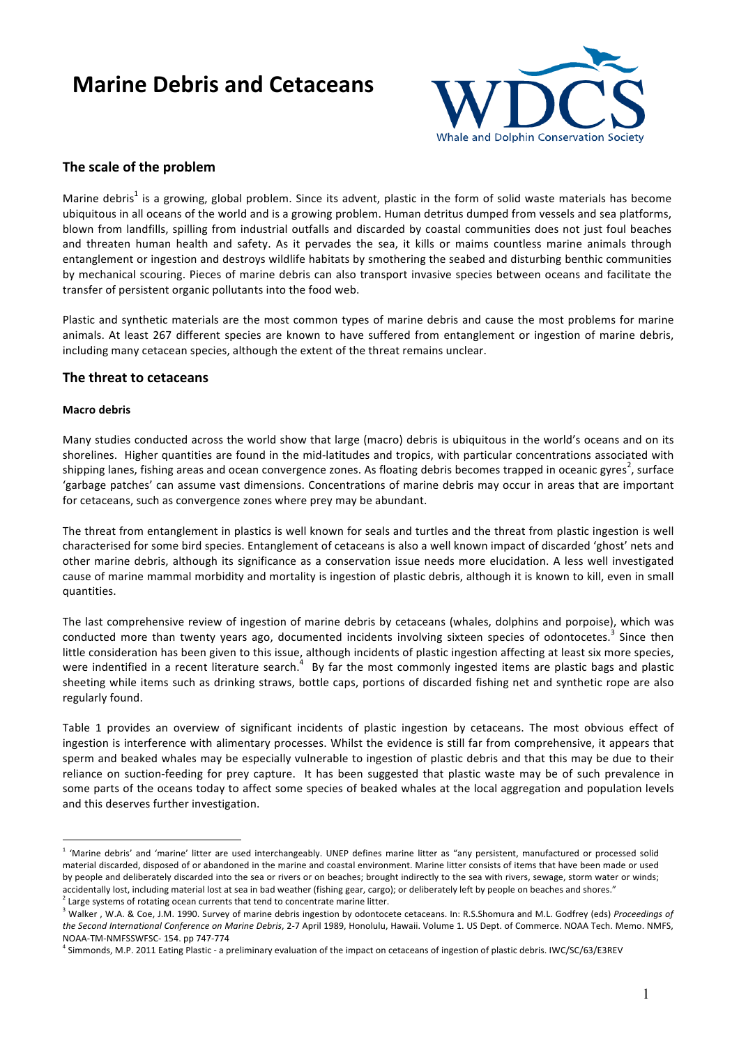# Marine Debris and Cetaceans

## The scale of the problem

Marine debris[1] is a growing, global problem. Since its advent, plastic in the form of solid waste materials has become ubiquitous in all oceans of the world and is a growing problem. Human detritus dumped from vessels and sea platforms, blown from landfills, spilling from industrial outfalls and discarded by coastal communities does not just foul beaches and threaten human health and safety. As it pervades the sea, it kills or maims countless marine animals through entanglement or ingestion and destroys wildlife habitats by smothering the seabed and disturbing benthic communities by mechanical scouring. Pieces of marine debris can also transport invasive species between oceans and facilitate the transfer of persistent organic pollutants into the food web.

Plastic and synthetic materials are the most common types of marine debris and cause the most problems for marine animals. At least 267 different species are known to have suffered from entanglement or ingestion of marine debris, including many cetacean species, although the extent of the threat remains unclear.

## The threat to cetaceans

### Macro debris

Many studies conducted across the world show that large (macro) debris is ubiquitous in the world's oceans and on its shorelines. Higher quantities are found in the mid-latitudes and tropics, with particular concentrations associated with shipping lanes, fishing areas and ocean convergence zones. As floating debris becomes trapped in oceanic gyres[2], surface 'garbage patches' can assume vast dimensions. Concentrations of marine debris may occur in areas that are important for cetaceans, such as convergence zones where prey may be abundant.

The threat from entanglement in plastics is well known for seals and turtles and the threat from plastic ingestion is well characterised for some bird species. Entanglement of cetaceans is also a well known impact of discarded 'ghost' nets and other marine debris, although its significance as a conservation issue needs more elucidation. A less well investigated cause of marine mammal morbidity and mortality is ingestion of plastic debris, although it is known to kill, even in small quantities.

The last comprehensive review of ingestion of marine debris by cetaceans (whales, dolphins and porpoise), which was conducted more than twenty years ago, documented incidents involving sixteen species of odontocetes.[3] Since then little consideration has been given to this issue, although incidents of plastic ingestion affecting at least six more species, were indentified in a recent literature search.[4] By far the most commonly ingested items are plastic bags and plastic sheeting while items such as drinking straws, bottle caps, portions of discarded fishing net and synthetic rope are also regularly found.

Table 1 provides an overview of significant incidents of plastic ingestion by cetaceans. The most obvious effect of ingestion is interference with alimentary processes. Whilst the evidence is still far from comprehensive, it appears that sperm and beaked whales may be especially vulnerable to ingestion of plastic debris and that this may be due to their reliance on suction-feeding for prey capture. It has been suggested that plastic waste may be of such prevalence in some parts of the oceans today to affect some species of beaked whales at the local aggregation and population levels and this deserves further investigation.

---

[1] 'Marine debris' and 'marine' litter are used interchangeably. UNEP defines marine litter as "any persistent, manufactured or processed solid material discarded, disposed of or abandoned in the marine and coastal environment. Marine litter consists of items that have been made or used by people and deliberately discarded into the sea or rivers or on beaches; brought indirectly to the sea with rivers, sewage, storm water or winds; accidentally lost, including material lost at sea in bad weather (fishing gear, cargo); or deliberately left by people on beaches and shores."

[2] Large systems of rotating ocean currents that tend to concentrate marine litter.

[3] Walker , W.A. & Coe, J.M. 1990. Survey of marine debris ingestion by odontocete cetaceans. In: R.S.Shomura and M.L. Godfrey (eds) *Proceedings of the Second International Conference on Marine Debris*, 2-7 April 1989, Honolulu, Hawaii. Volume 1. US Dept. of Commerce. NOAA Tech. Memo. NMFS, NOAA-TM-NMFSSWFSC- 154. pp 747-774

[4] Simmonds, M.P. 2011 Eating Plastic - a preliminary evaluation of the impact on cetaceans of ingestion of plastic debris. IWC/SC/63/E3REV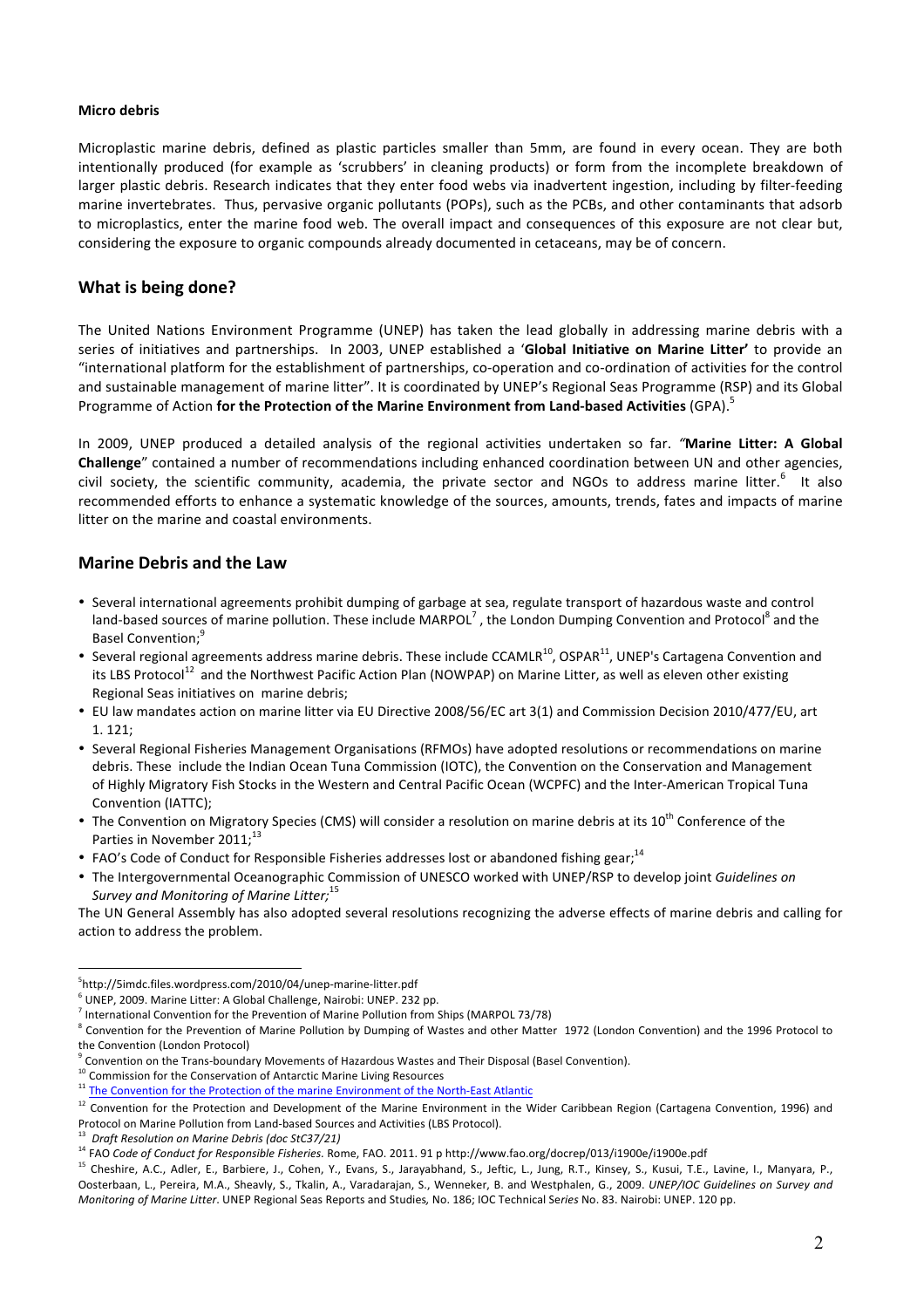**Micro debris**

Microplastic marine debris, defined as plastic particles smaller than 5mm, are found in every ocean. They are both intentionally produced (for example as 'scrubbers' in cleaning products) or form from the incomplete breakdown of larger plastic debris. Research indicates that they enter food webs via inadvertent ingestion, including by filter-feeding marine invertebrates. Thus, pervasive organic pollutants (POPs), such as the PCBs, and other contaminants that adsorb to microplastics, enter the marine food web. The overall impact and consequences of this exposure are not clear but, considering the exposure to organic compounds already documented in cetaceans, may be of concern.

## What is being done?

The United Nations Environment Programme (UNEP) has taken the lead globally in addressing marine debris with a series of initiatives and partnerships. In 2003, UNEP established a '**Global Initiative on Marine Litter'** to provide an "international platform for the establishment of partnerships, co-operation and co-ordination of activities for the control and sustainable management of marine litter". It is coordinated by UNEP's Regional Seas Programme (RSP) and its Global Programme of Action **for the Protection of the Marine Environment from Land-based Activities** (GPA).[5]

In 2009, UNEP produced a detailed analysis of the regional activities undertaken so far. "**Marine Litter: A Global Challenge**" contained a number of recommendations including enhanced coordination between UN and other agencies, civil society, the scientific community, academia, the private sector and NGOs to address marine litter.[6] It also recommended efforts to enhance a systematic knowledge of the sources, amounts, trends, fates and impacts of marine litter on the marine and coastal environments.

## Marine Debris and the Law

- Several international agreements prohibit dumping of garbage at sea, regulate transport of hazardous waste and control land-based sources of marine pollution. These include MARPOL[7], the London Dumping Convention and Protocol[8] and the Basel Convention;[9]
- Several regional agreements address marine debris. These include CCAMLR[10], OSPAR[11], UNEP's Cartagena Convention and its LBS Protocol[12] and the Northwest Pacific Action Plan (NOWPAP) on Marine Litter, as well as eleven other existing Regional Seas initiatives on marine debris;
- EU law mandates action on marine litter via EU Directive 2008/56/EC art 3(1) and Commission Decision 2010/477/EU, art 1. 121;
- Several Regional Fisheries Management Organisations (RFMOs) have adopted resolutions or recommendations on marine debris. These include the Indian Ocean Tuna Commission (IOTC), the Convention on the Conservation and Management of Highly Migratory Fish Stocks in the Western and Central Pacific Ocean (WCPFC) and the Inter-American Tropical Tuna Convention (IATTC);
- The Convention on Migratory Species (CMS) will consider a resolution on marine debris at its 10th Conference of the Parties in November 2011;[13]
- FAO's Code of Conduct for Responsible Fisheries addresses lost or abandoned fishing gear;[14]
- The Intergovernmental Oceanographic Commission of UNESCO worked with UNEP/RSP to develop joint *Guidelines on Survey and Monitoring of Marine Litter;*[15]

The UN General Assembly has also adopted several resolutions recognizing the adverse effects of marine debris and calling for action to address the problem.

---

[5] http://5imdc.files.wordpress.com/2010/04/unep-marine-litter.pdf

[6] UNEP, 2009. Marine Litter: A Global Challenge, Nairobi: UNEP. 232 pp.

[7] International Convention for the Prevention of Marine Pollution from Ships (MARPOL 73/78)

[8] Convention for the Prevention of Marine Pollution by Dumping of Wastes and other Matter 1972 (London Convention) and the 1996 Protocol to the Convention (London Protocol)

[9] Convention on the Trans-boundary Movements of Hazardous Wastes and Their Disposal (Basel Convention).

[10] Commission for the Conservation of Antarctic Marine Living Resources

[11] The Convention for the Protection of the marine Environment of the North-East Atlantic

[12] Convention for the Protection and Development of the Marine Environment in the Wider Caribbean Region (Cartagena Convention, 1996) and Protocol on Marine Pollution from Land-based Sources and Activities (LBS Protocol).

[13] *Draft Resolution on Marine Debris (doc StC37/21)*

[14] FAO *Code of Conduct for Responsible Fisheries*. Rome, FAO. 2011. 91 p http://www.fao.org/docrep/013/i1900e/i1900e.pdf

[15] Cheshire, A.C., Adler, E., Barbiere, J., Cohen, Y., Evans, S., Jarayabhand, S., Jeftic, L., Jung, R.T., Kinsey, S., Kusui, T.E., Lavine, I., Manyara, P., Oosterbaan, L., Pereira, M.A., Sheavly, S., Tkalin, A., Varadarajan, S., Wenneker, B. and Westphalen, G., 2009. *UNEP/IOC Guidelines on Survey and Monitoring of Marine Litter*. UNEP Regional Seas Reports and Studies, No. 186; IOC Technical Series No. 83. Nairobi: UNEP. 120 pp.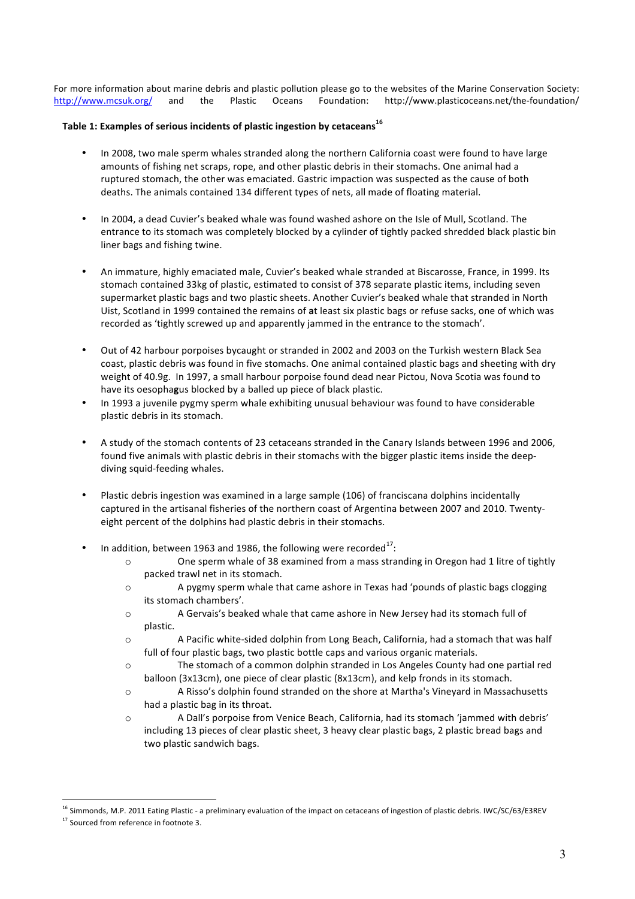For more information about marine debris and plastic pollution please go to the websites of the Marine Conservation Society: http://www.mcsuk.org/ and the Plastic Oceans Foundation: http://www.plasticoceans.net/the-foundation/

**Table 1: Examples of serious incidents of plastic ingestion by cetaceans**[16]

- In 2008, two male sperm whales stranded along the northern California coast were found to have large amounts of fishing net scraps, rope, and other plastic debris in their stomachs. One animal had a ruptured stomach, the other was emaciated. Gastric impaction was suspected as the cause of both deaths. The animals contained 134 different types of nets, all made of floating material.

- In 2004, a dead Cuvier's beaked whale was found washed ashore on the Isle of Mull, Scotland. The entrance to its stomach was completely blocked by a cylinder of tightly packed shredded black plastic bin liner bags and fishing twine.

- An immature, highly emaciated male, Cuvier's beaked whale stranded at Biscarosse, France, in 1999. Its stomach contained 33kg of plastic, estimated to consist of 378 separate plastic items, including seven supermarket plastic bags and two plastic sheets. Another Cuvier's beaked whale that stranded in North Uist, Scotland in 1999 contained the remains of at least six plastic bags or refuse sacks, one of which was recorded as 'tightly screwed up and apparently jammed in the entrance to the stomach'.

- Out of 42 harbour porpoises bycaught or stranded in 2002 and 2003 on the Turkish western Black Sea coast, plastic debris was found in five stomachs. One animal contained plastic bags and sheeting with dry weight of 40.9g. In 1997, a small harbour porpoise found dead near Pictou, Nova Scotia was found to have its oesophagus blocked by a balled up piece of black plastic.
- In 1993 a juvenile pygmy sperm whale exhibiting unusual behaviour was found to have considerable plastic debris in its stomach.

- A study of the stomach contents of 23 cetaceans stranded in the Canary Islands between 1996 and 2006, found five animals with plastic debris in their stomachs with the bigger plastic items inside the deep-diving squid-feeding whales.

- Plastic debris ingestion was examined in a large sample (106) of franciscana dolphins incidentally captured in the artisanal fisheries of the northern coast of Argentina between 2007 and 2010. Twenty-eight percent of the dolphins had plastic debris in their stomachs.

- In addition, between 1963 and 1986, the following were recorded[17]:
  - One sperm whale of 38 examined from a mass stranding in Oregon had 1 litre of tightly packed trawl net in its stomach.
  - A pygmy sperm whale that came ashore in Texas had 'pounds of plastic bags clogging its stomach chambers'.
  - A Gervais's beaked whale that came ashore in New Jersey had its stomach full of plastic.
  - A Pacific white-sided dolphin from Long Beach, California, had a stomach that was half full of four plastic bags, two plastic bottle caps and various organic materials.
  - The stomach of a common dolphin stranded in Los Angeles County had one partial red balloon (3x13cm), one piece of clear plastic (8x13cm), and kelp fronds in its stomach.
  - A Risso's dolphin found stranded on the shore at Martha's Vineyard in Massachusetts had a plastic bag in its throat.
  - A Dall's porpoise from Venice Beach, California, had its stomach 'jammed with debris' including 13 pieces of clear plastic sheet, 3 heavy clear plastic bags, 2 plastic bread bags and two plastic sandwich bags.

---

[16] Simmonds, M.P. 2011 Eating Plastic - a preliminary evaluation of the impact on cetaceans of ingestion of plastic debris. IWC/SC/63/E3REV

[17] Sourced from reference in footnote 3.